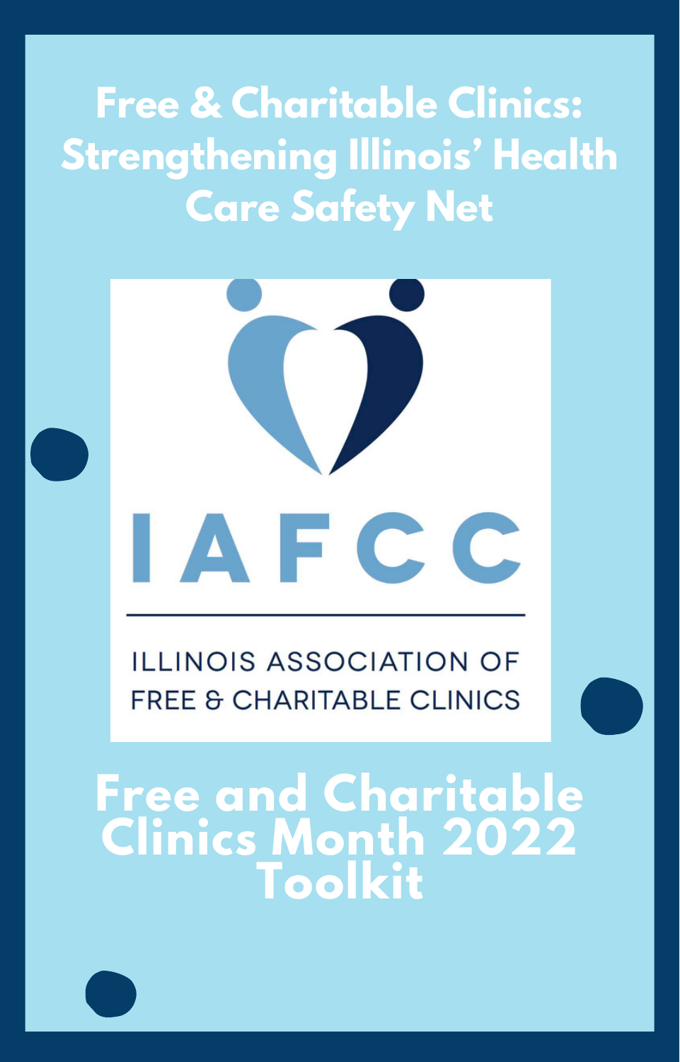# Free & Charitable Clinics: Strengthening Illinois' Health Care Safety Net

IAFCC

ILLINOIS ASSOCIATION OF FREE & CHARITABLE CLINICS

## Free and Charitable Clinics Month 2022 Toolkit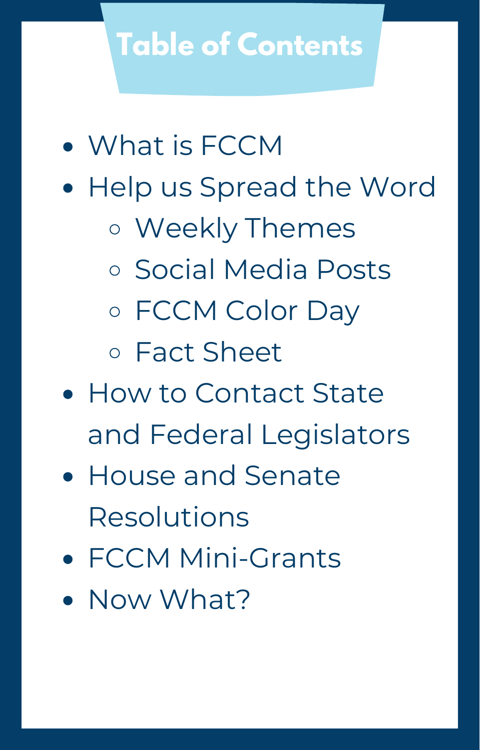# Table of Contents

- What is FCCM
- Help us Spread the Word
  - Weekly Themes
  - Social Media Posts
  - FCCM Color Day
  - Fact Sheet
- How to Contact State and Federal Legislators
- House and Senate Resolutions
- FCCM Mini-Grants
- Now What?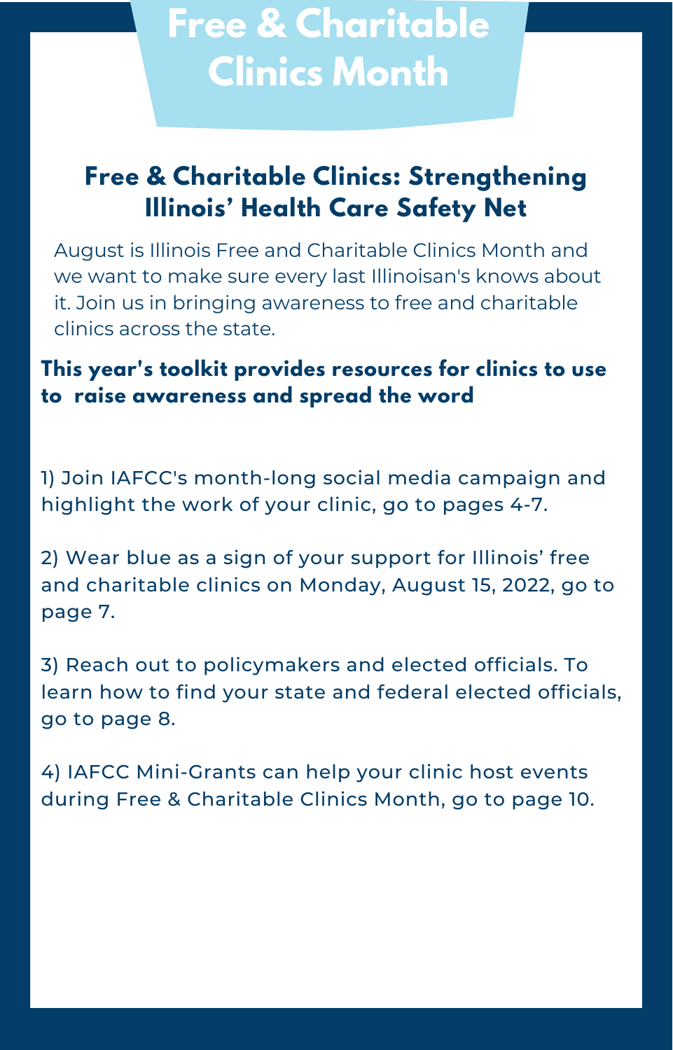# Free & Charitable Clinics Month

## Free & Charitable Clinics: Strengthening Illinois' Health Care Safety Net

August is Illinois Free and Charitable Clinics Month and we want to make sure every last Illinoisan's knows about it. Join us in bringing awareness to free and charitable clinics across the state.

**This year's toolkit provides resources for clinics to use to raise awareness and spread the word**

1) Join IAFCC's month-long social media campaign and highlight the work of your clinic, go to pages 4-7.

2) Wear blue as a sign of your support for Illinois' free and charitable clinics on Monday, August 15, 2022, go to page 7.

3) Reach out to policymakers and elected officials. To learn how to find your state and federal elected officials, go to page 8.

4) IAFCC Mini-Grants can help your clinic host events during Free & Charitable Clinics Month, go to page 10.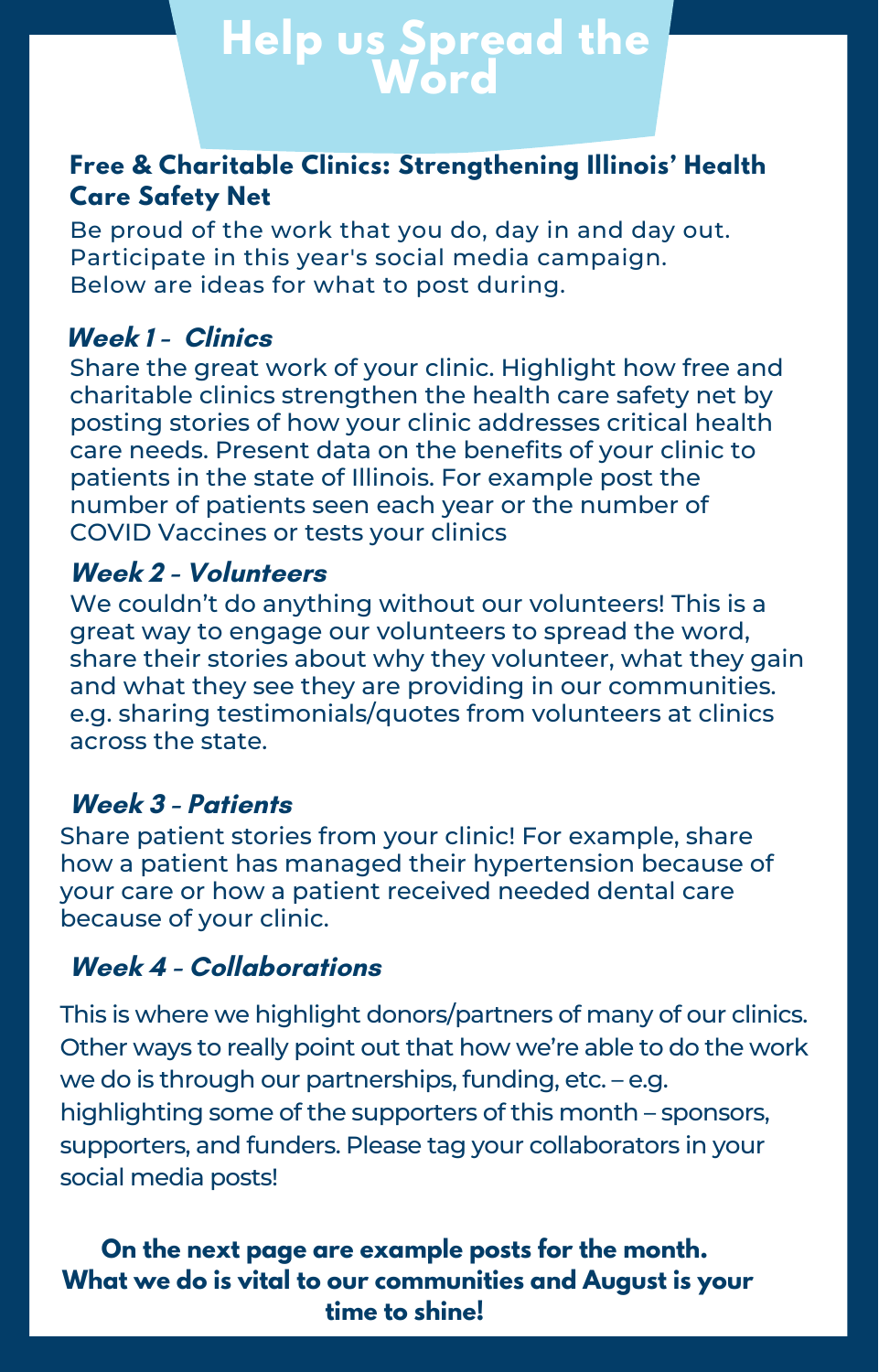# Help us Spread the Word

## Free & Charitable Clinics: Strengthening Illinois' Health Care Safety Net

Be proud of the work that you do, day in and day out. Participate in this year's social media campaign. Below are ideas for what to post during.

### *Week 1 – Clinics*

Share the great work of your clinic. Highlight how free and charitable clinics strengthen the health care safety net by posting stories of how your clinic addresses critical health care needs. Present data on the benefits of your clinic to patients in the state of Illinois. For example post the number of patients seen each year or the number of COVID Vaccines or tests your clinics

### *Week 2 – Volunteers*

We couldn't do anything without our volunteers! This is a great way to engage our volunteers to spread the word, share their stories about why they volunteer, what they gain and what they see they are providing in our communities. e.g. sharing testimonials/quotes from volunteers at clinics across the state.

### *Week 3 – Patients*

Share patient stories from your clinic! For example, share how a patient has managed their hypertension because of your care or how a patient received needed dental care because of your clinic.

### *Week 4 – Collaborations*

This is where we highlight donors/partners of many of our clinics. Other ways to really point out that how we're able to do the work we do is through our partnerships, funding, etc. – e.g. highlighting some of the supporters of this month – sponsors, supporters, and funders. Please tag your collaborators in your social media posts!

**On the next page are example posts for the month. What we do is vital to our communities and August is your time to shine!**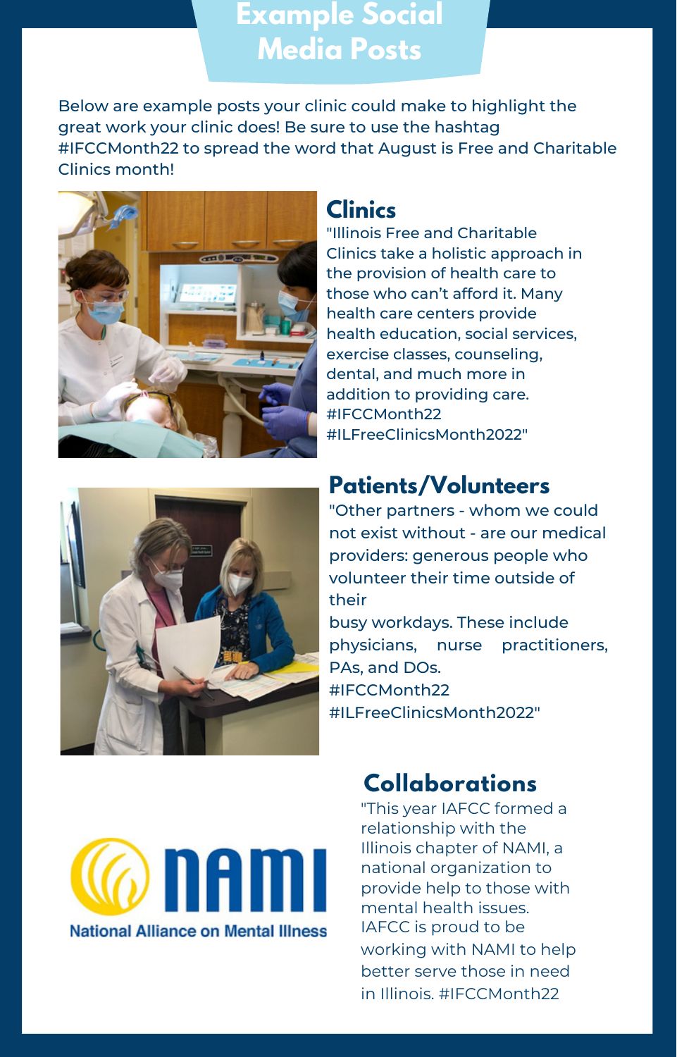# Example Social Media Posts

Below are example posts your clinic could make to highlight the great work your clinic does! Be sure to use the hashtag #IFCCMonth22 to spread the word that August is Free and Charitable Clinics month!

## Clinics

"Illinois Free and Charitable Clinics take a holistic approach in the provision of health care to those who can't afford it. Many health care centers provide health education, social services, exercise classes, counseling, dental, and much more in addition to providing care. #IFCCMonth22 #ILFreeClinicsMonth2022"

## Patients/Volunteers

"Other partners - whom we could not exist without - are our medical providers: generous people who volunteer their time outside of their busy workdays. These include physicians, nurse practitioners, PAs, and DOs. #IFCCMonth22 #ILFreeClinicsMonth2022"

## Collaborations

"This year IAFCC formed a relationship with the Illinois chapter of NAMI, a national organization to provide help to those with mental health issues. IAFCC is proud to be working with NAMI to help better serve those in need in Illinois. #IFCCMonth22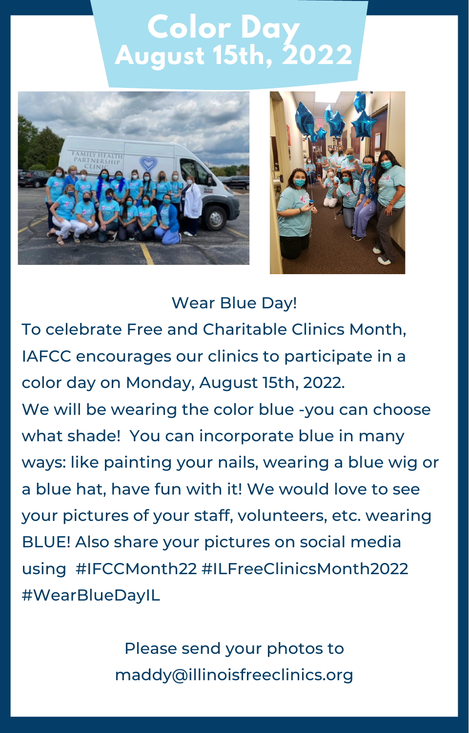# Color Day
## August 15th, 2022

Wear Blue Day!

To celebrate Free and Charitable Clinics Month, IAFCC encourages our clinics to participate in a color day on Monday, August 15th, 2022.

We will be wearing the color blue -you can choose what shade! You can incorporate blue in many ways: like painting your nails, wearing a blue wig or a blue hat, have fun with it! We would love to see your pictures of your staff, volunteers, etc. wearing BLUE! Also share your pictures on social media using #IFCCMonth22 #ILFreeClinicsMonth2022 #WearBlueDayIL

Please send your photos to maddy@illinoisfreeclinics.org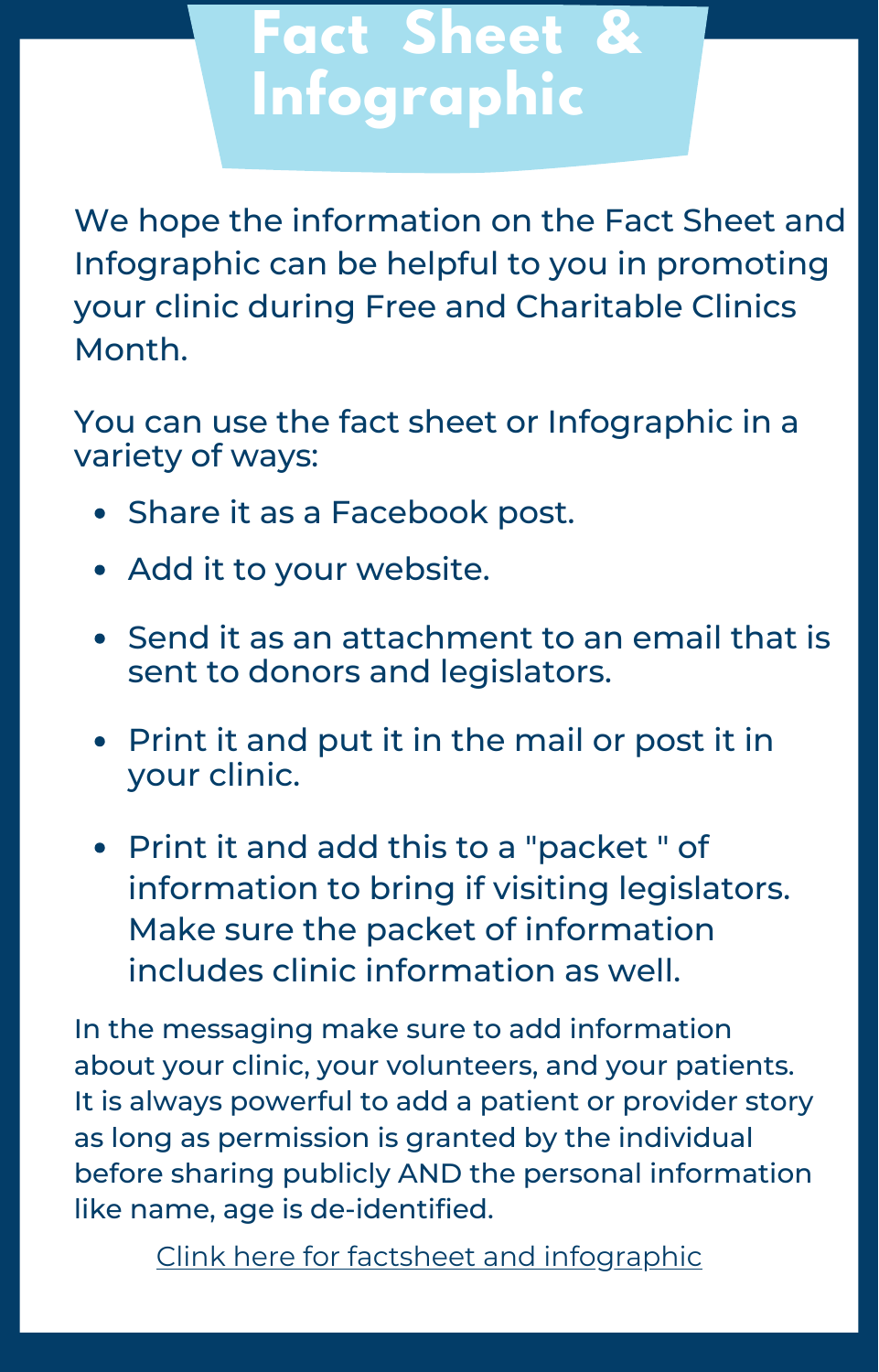# Fact Sheet & Infographic

We hope the information on the Fact Sheet and Infographic can be helpful to you in promoting your clinic during Free and Charitable Clinics Month.

You can use the fact sheet or Infographic in a variety of ways:

- Share it as a Facebook post.
- Add it to your website.
- Send it as an attachment to an email that is sent to donors and legislators.
- Print it and put it in the mail or post it in your clinic.
- Print it and add this to a "packet " of information to bring if visiting legislators. Make sure the packet of information includes clinic information as well.

In the messaging make sure to add information about your clinic, your volunteers, and your patients. It is always powerful to add a patient or provider story as long as permission is granted by the individual before sharing publicly AND the personal information like name, age is de-identified.

Clink here for factsheet and infographic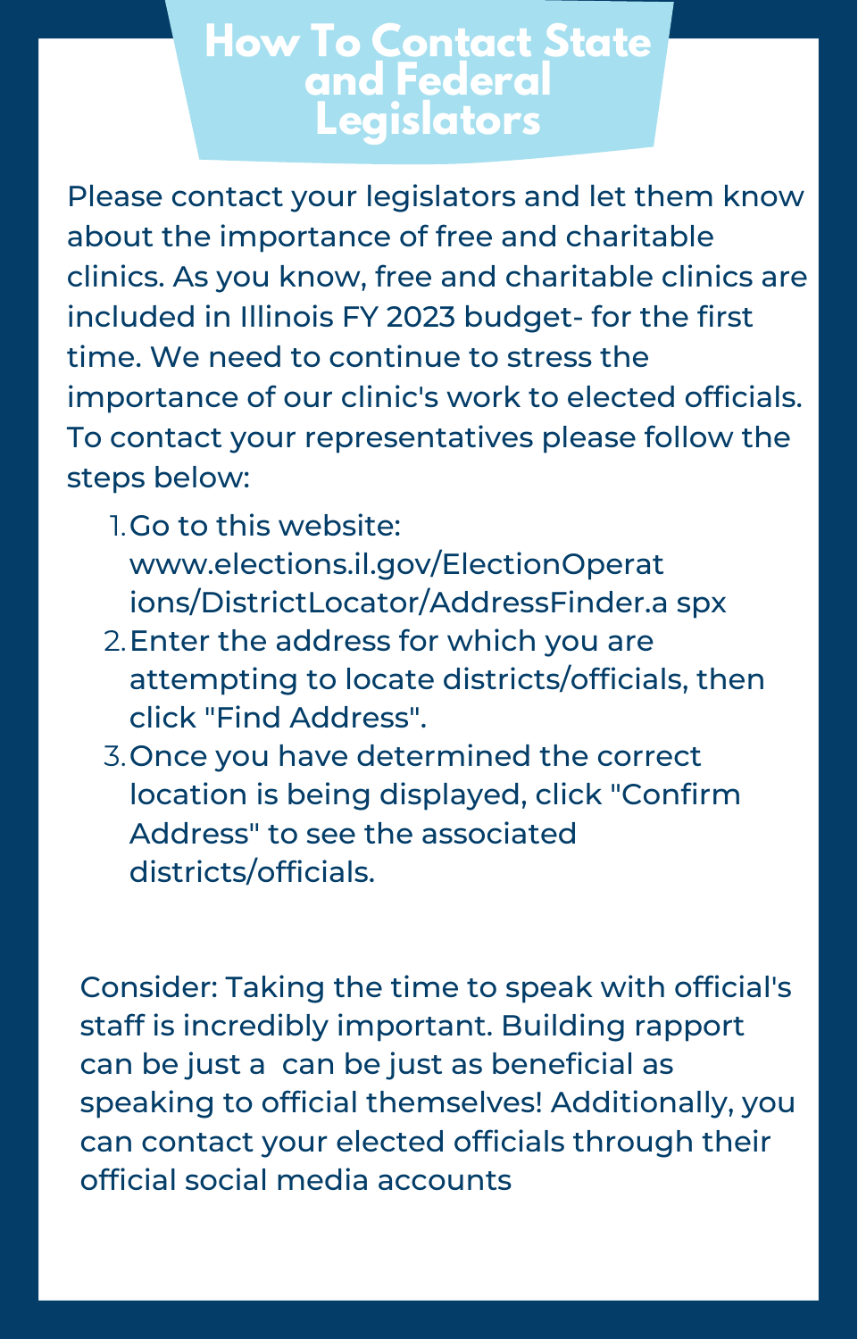# How To Contact State and Federal Legislators

Please contact your legislators and let them know about the importance of free and charitable clinics. As you know, free and charitable clinics are included in Illinois FY 2023 budget- for the first time. We need to continue to stress the importance of our clinic's work to elected officials. To contact your representatives please follow the steps below:

1. Go to this website: www.elections.il.gov/ElectionOperations/DistrictLocator/AddressFinder.a spx
2. Enter the address for which you are attempting to locate districts/officials, then click "Find Address".
3. Once you have determined the correct location is being displayed, click "Confirm Address" to see the associated districts/officials.

Consider: Taking the time to speak with official's staff is incredibly important. Building rapport can be just a can be just as beneficial as speaking to official themselves! Additionally, you can contact your elected officials through their official social media accounts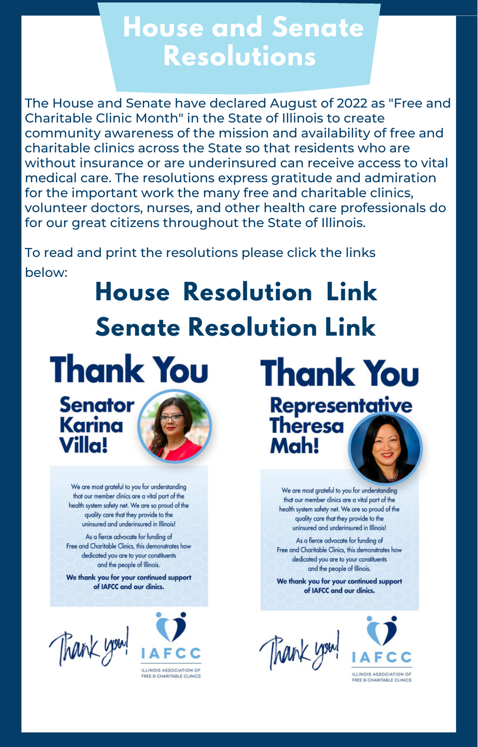# House and Senate Resolutions

The House and Senate have declared August of 2022 as "Free and Charitable Clinic Month" in the State of Illinois to create community awareness of the mission and availability of free and charitable clinics across the State so that residents who are without insurance or are underinsured can receive access to vital medical care. The resolutions express gratitude and admiration for the important work the many free and charitable clinics, volunteer doctors, nurses, and other health care professionals do for our great citizens throughout the State of Illinois.

To read and print the resolutions please click the links below:

## House Resolution Link

## Senate Resolution Link

## Thank You

### Senator Karina Villa!

We are most grateful to you for understanding that our member clinics are a vital part of the health system safety net. We are so proud of the quality care that they provide to the uninsured and underinsured in Illinois!

As a fierce advocate for funding of Free and Charitable Clinics, this demonstrates how dedicated you are to your constituents and the people of Illinois.

**We thank you for your continued support of IAFCC and our clinics.**

Thank you!

IAFCC
ILLINOIS ASSOCIATION OF FREE & CHARITABLE CLINICS

## Thank You

### Representative Theresa Mah!

We are most grateful to you for understanding that our member clinics are a vital part of the health system safety net. We are so proud of the quality care that they provide to the uninsured and underinsured in Illinois!

As a fierce advocate for funding of Free and Charitable Clinics, this demonstrates how dedicated you are to your constituents and the people of Illinois.

**We thank you for your continued support of IAFCC and our clinics.**

Thank you!

IAFCC
ILLINOIS ASSOCIATION OF FREE & CHARITABLE CLINICS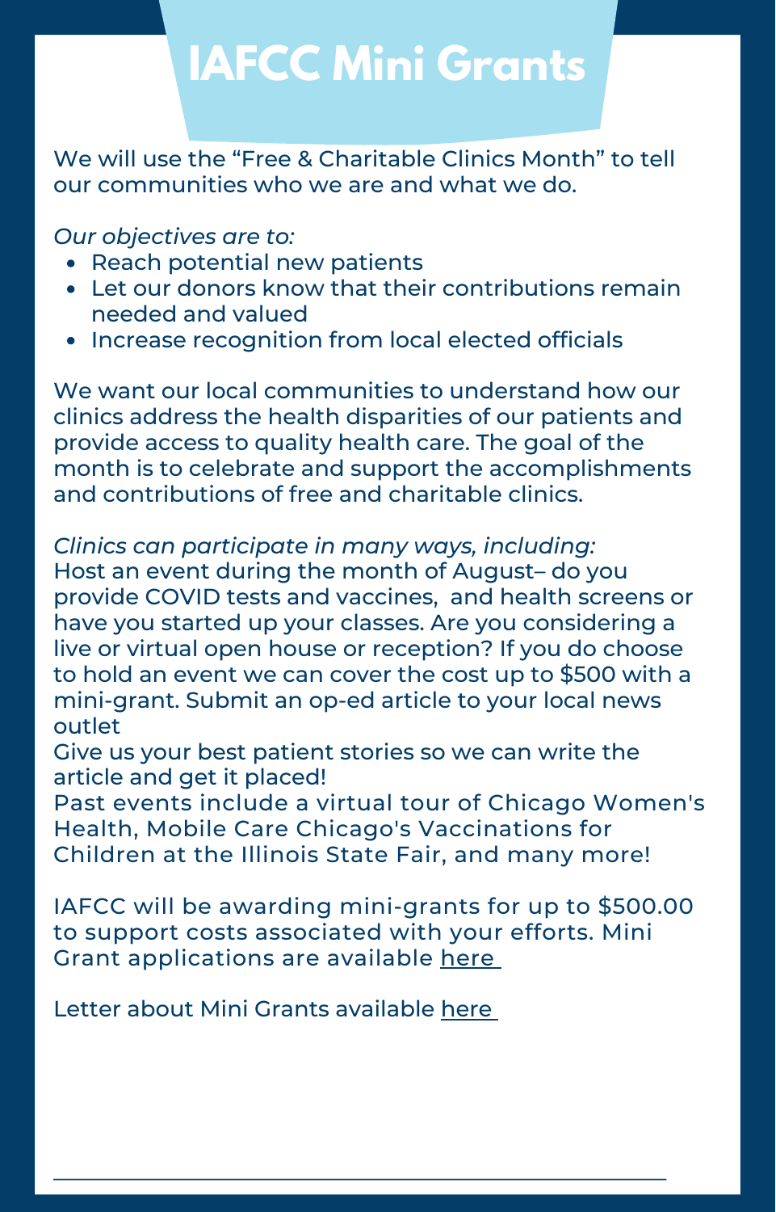# IAFCC Mini Grants

We will use the "Free & Charitable Clinics Month" to tell our communities who we are and what we do.

*Our objectives are to:*

- Reach potential new patients
- Let our donors know that their contributions remain needed and valued
- Increase recognition from local elected officials

We want our local communities to understand how our clinics address the health disparities of our patients and provide access to quality health care. The goal of the month is to celebrate and support the accomplishments and contributions of free and charitable clinics.

*Clinics can participate in many ways, including:*
Host an event during the month of August– do you provide COVID tests and vaccines, and health screens or have you started up your classes. Are you considering a live or virtual open house or reception? If you do choose to hold an event we can cover the cost up to $500 with a mini-grant. Submit an op-ed article to your local news outlet
Give us your best patient stories so we can write the article and get it placed!
Past events include a virtual tour of Chicago Women's Health, Mobile Care Chicago's Vaccinations for Children at the Illinois State Fair, and many more!

IAFCC will be awarding mini-grants for up to $500.00 to support costs associated with your efforts. Mini Grant applications are available here

Letter about Mini Grants available here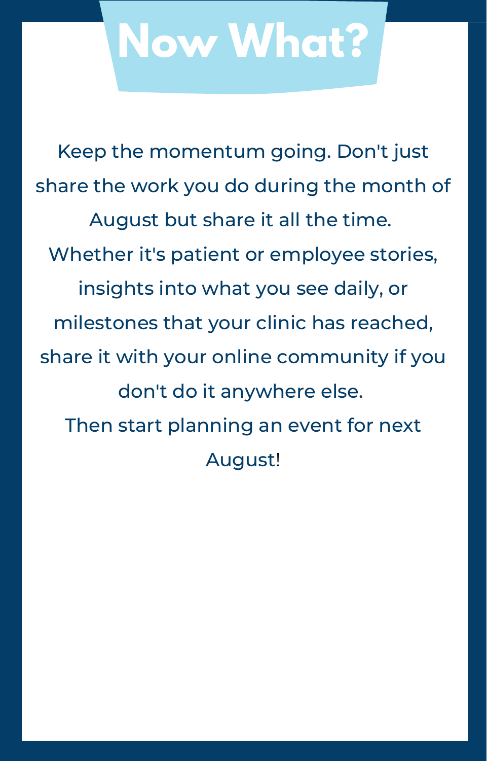# Now What?

Keep the momentum going. Don't just share the work you do during the month of August but share it all the time.

Whether it's patient or employee stories, insights into what you see daily, or milestones that your clinic has reached, share it with your online community if you don't do it anywhere else.

Then start planning an event for next August!